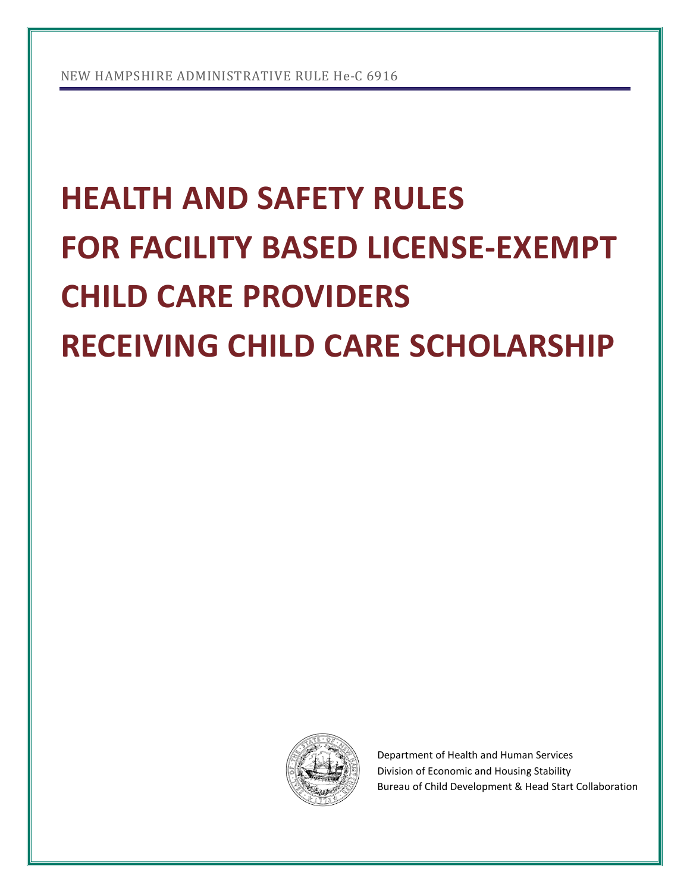NEW HAMPSHIRE ADMINISTRATIVE RULE He-C 6916

# HEALTH AND SAFETY RULES FOR FACILITY BASED LICENSE-EXEMPT CHILD CARE PROVIDERS RECEIVING CHILD CARE SCHOLARSHIP

Department of Health and Human Services
Division of Economic and Housing Stability
Bureau of Child Development & Head Start Collaboration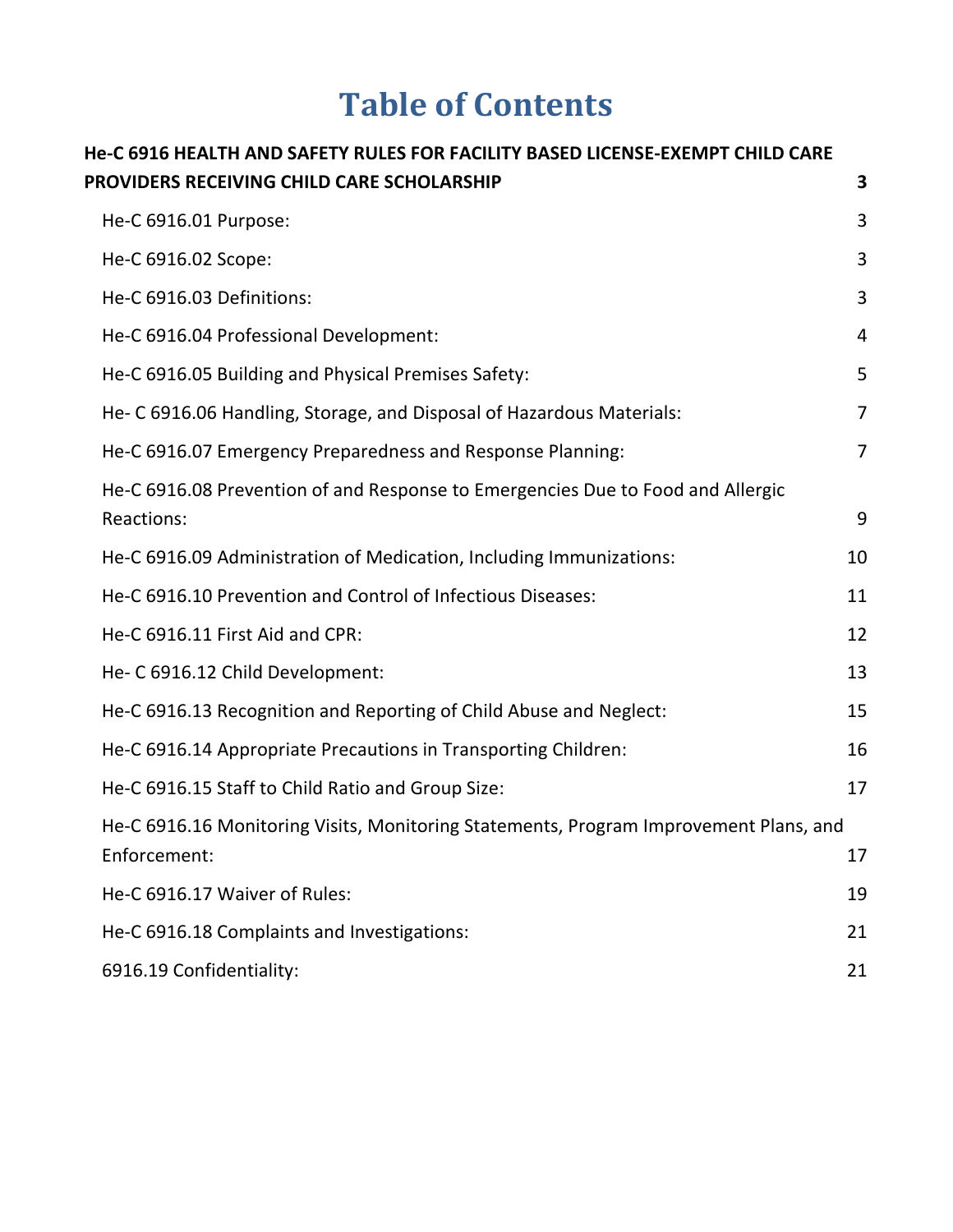# Table of Contents

**He-C 6916 HEALTH AND SAFETY RULES FOR FACILITY BASED LICENSE-EXEMPT CHILD CARE PROVIDERS RECEIVING CHILD CARE SCHOLARSHIP** **3**

- He-C 6916.01 Purpose: 3
- He-C 6916.02 Scope: 3
- He-C 6916.03 Definitions: 3
- He-C 6916.04 Professional Development: 4
- He-C 6916.05 Building and Physical Premises Safety: 5
- He- C 6916.06 Handling, Storage, and Disposal of Hazardous Materials: 7
- He-C 6916.07 Emergency Preparedness and Response Planning: 7
- He-C 6916.08 Prevention of and Response to Emergencies Due to Food and Allergic Reactions: 9
- He-C 6916.09 Administration of Medication, Including Immunizations: 10
- He-C 6916.10 Prevention and Control of Infectious Diseases: 11
- He-C 6916.11 First Aid and CPR: 12
- He- C 6916.12 Child Development: 13
- He-C 6916.13 Recognition and Reporting of Child Abuse and Neglect: 15
- He-C 6916.14 Appropriate Precautions in Transporting Children: 16
- He-C 6916.15 Staff to Child Ratio and Group Size: 17
- He-C 6916.16 Monitoring Visits, Monitoring Statements, Program Improvement Plans, and Enforcement: 17
- He-C 6916.17 Waiver of Rules: 19
- He-C 6916.18 Complaints and Investigations: 21
- 6916.19 Confidentiality: 21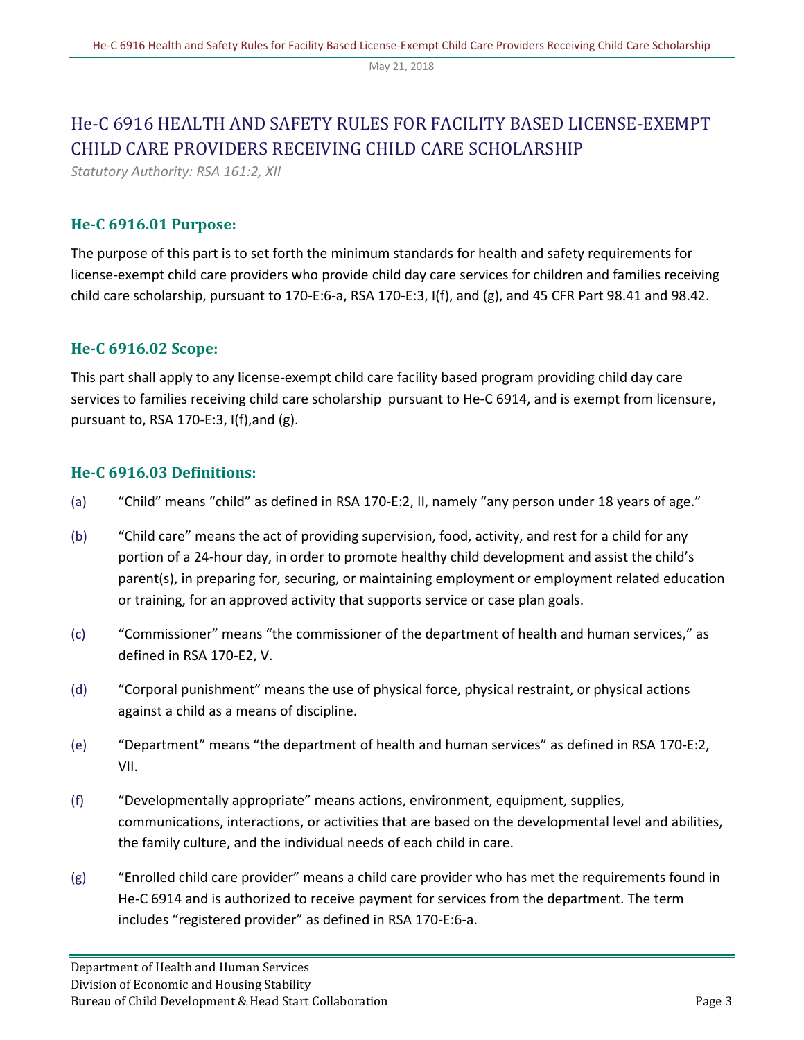# He-C 6916 HEALTH AND SAFETY RULES FOR FACILITY BASED LICENSE-EXEMPT CHILD CARE PROVIDERS RECEIVING CHILD CARE SCHOLARSHIP

*Statutory Authority: RSA 161:2, XII*

## He-C 6916.01 Purpose:

The purpose of this part is to set forth the minimum standards for health and safety requirements for license-exempt child care providers who provide child day care services for children and families receiving child care scholarship, pursuant to 170-E:6-a, RSA 170-E:3, I(f), and (g), and 45 CFR Part 98.41 and 98.42.

## He-C 6916.02 Scope:

This part shall apply to any license-exempt child care facility based program providing child day care services to families receiving child care scholarship pursuant to He-C 6914, and is exempt from licensure, pursuant to, RSA 170-E:3, I(f),and (g).

## He-C 6916.03 Definitions:

(a) "Child" means "child" as defined in RSA 170-E:2, II, namely "any person under 18 years of age."

(b) "Child care" means the act of providing supervision, food, activity, and rest for a child for any portion of a 24-hour day, in order to promote healthy child development and assist the child's parent(s), in preparing for, securing, or maintaining employment or employment related education or training, for an approved activity that supports service or case plan goals.

(c) "Commissioner" means "the commissioner of the department of health and human services," as defined in RSA 170-E2, V.

(d) "Corporal punishment" means the use of physical force, physical restraint, or physical actions against a child as a means of discipline.

(e) "Department" means "the department of health and human services" as defined in RSA 170-E:2, VII.

(f) "Developmentally appropriate" means actions, environment, equipment, supplies, communications, interactions, or activities that are based on the developmental level and abilities, the family culture, and the individual needs of each child in care.

(g) "Enrolled child care provider" means a child care provider who has met the requirements found in He-C 6914 and is authorized to receive payment for services from the department. The term includes "registered provider" as defined in RSA 170-E:6-a.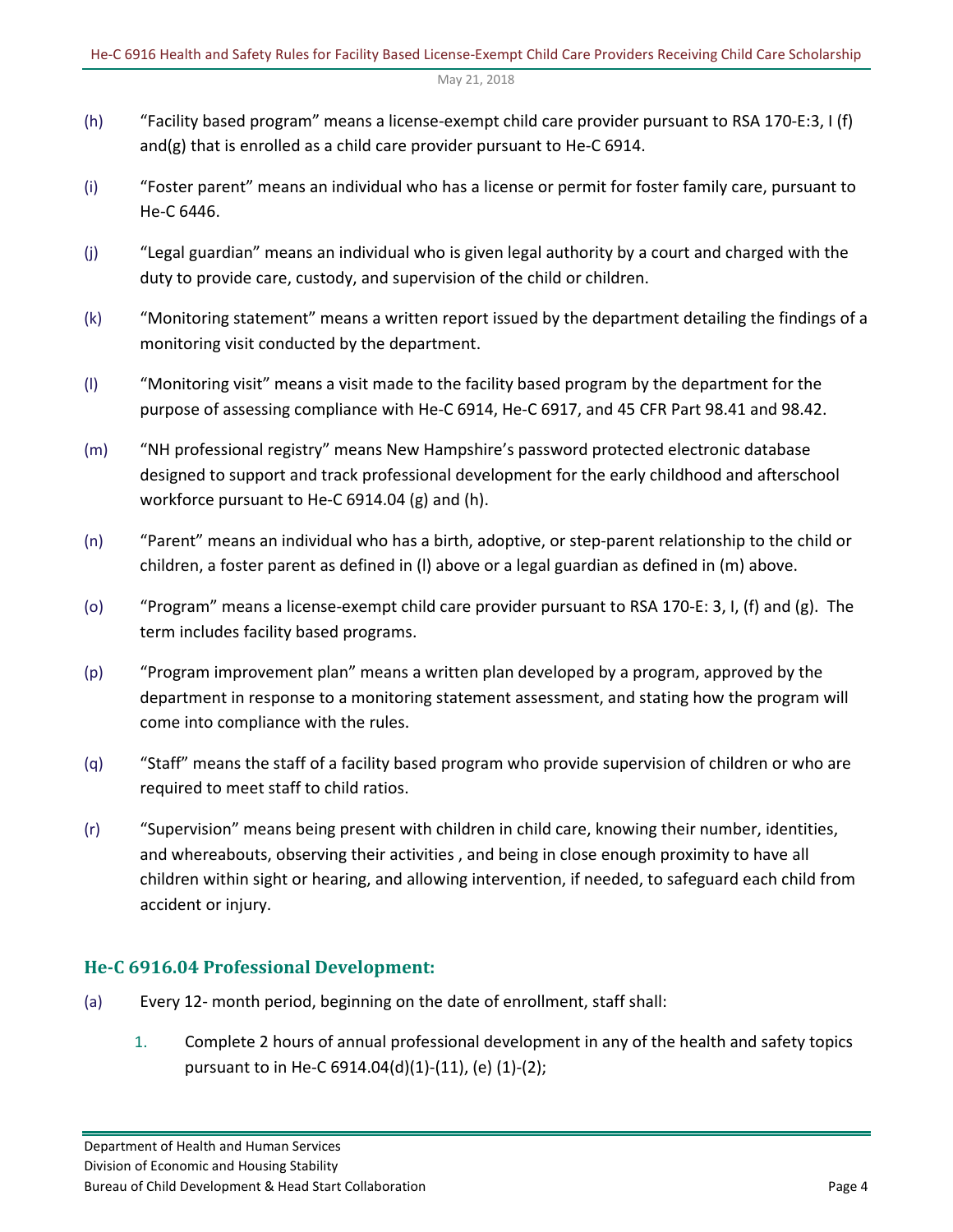(h) "Facility based program" means a license-exempt child care provider pursuant to RSA 170-E:3, I (f) and(g) that is enrolled as a child care provider pursuant to He-C 6914.

(i) "Foster parent" means an individual who has a license or permit for foster family care, pursuant to He-C 6446.

(j) "Legal guardian" means an individual who is given legal authority by a court and charged with the duty to provide care, custody, and supervision of the child or children.

(k) "Monitoring statement" means a written report issued by the department detailing the findings of a monitoring visit conducted by the department.

(l) "Monitoring visit" means a visit made to the facility based program by the department for the purpose of assessing compliance with He-C 6914, He-C 6917, and 45 CFR Part 98.41 and 98.42.

(m) "NH professional registry" means New Hampshire's password protected electronic database designed to support and track professional development for the early childhood and afterschool workforce pursuant to He-C 6914.04 (g) and (h).

(n) "Parent" means an individual who has a birth, adoptive, or step-parent relationship to the child or children, a foster parent as defined in (l) above or a legal guardian as defined in (m) above.

(o) "Program" means a license-exempt child care provider pursuant to RSA 170-E: 3, I, (f) and (g). The term includes facility based programs.

(p) "Program improvement plan" means a written plan developed by a program, approved by the department in response to a monitoring statement assessment, and stating how the program will come into compliance with the rules.

(q) "Staff" means the staff of a facility based program who provide supervision of children or who are required to meet staff to child ratios.

(r) "Supervision" means being present with children in child care, knowing their number, identities, and whereabouts, observing their activities , and being in close enough proximity to have all children within sight or hearing, and allowing intervention, if needed, to safeguard each child from accident or injury.

## He-C 6916.04 Professional Development:

(a) Every 12- month period, beginning on the date of enrollment, staff shall:

1. Complete 2 hours of annual professional development in any of the health and safety topics pursuant to in He-C 6914.04(d)(1)-(11), (e) (1)-(2);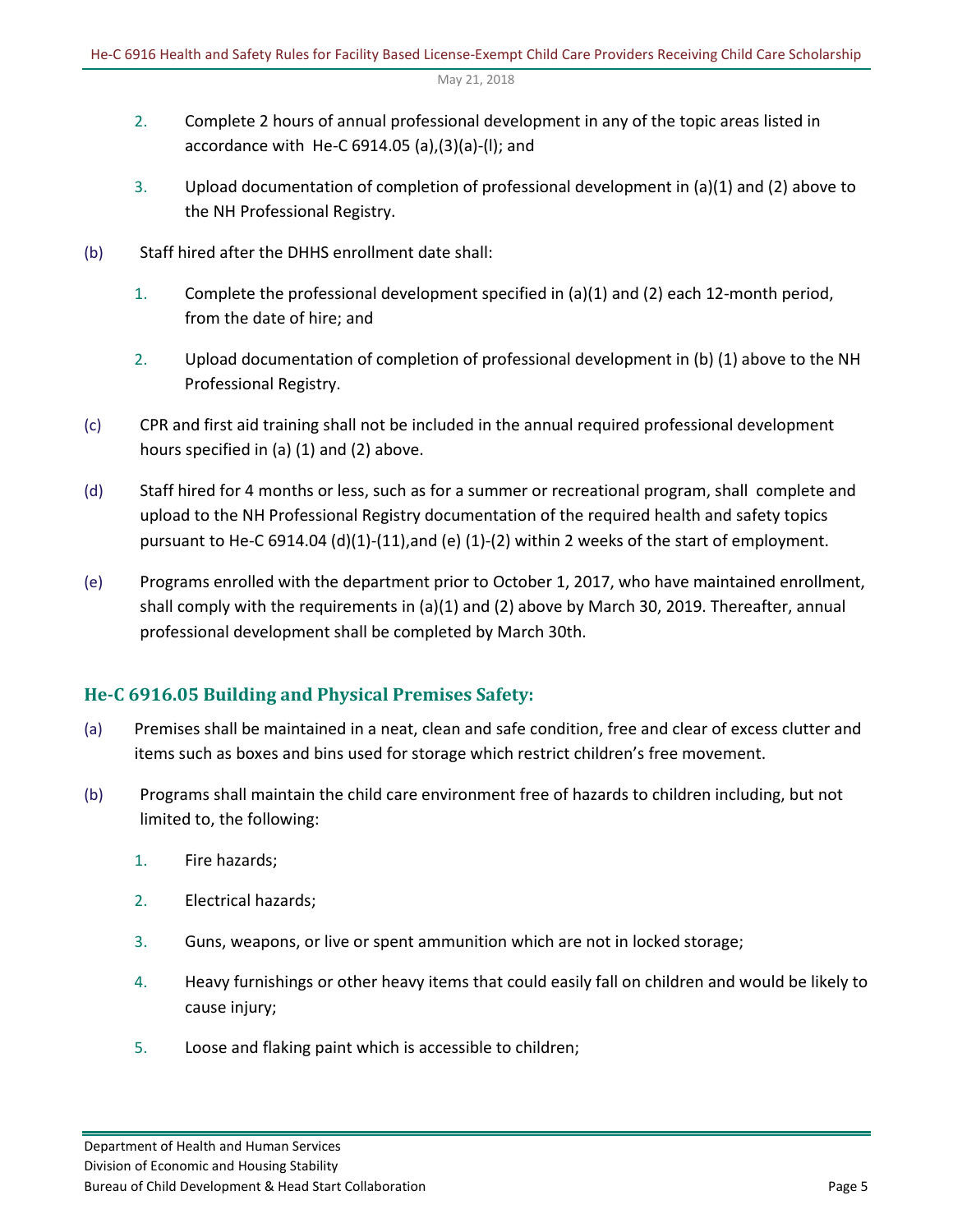2. Complete 2 hours of annual professional development in any of the topic areas listed in accordance with He-C 6914.05 (a),(3)(a)-(l); and

3. Upload documentation of completion of professional development in (a)(1) and (2) above to the NH Professional Registry.

(b) Staff hired after the DHHS enrollment date shall:

1. Complete the professional development specified in (a)(1) and (2) each 12-month period, from the date of hire; and

2. Upload documentation of completion of professional development in (b) (1) above to the NH Professional Registry.

(c) CPR and first aid training shall not be included in the annual required professional development hours specified in (a) (1) and (2) above.

(d) Staff hired for 4 months or less, such as for a summer or recreational program, shall complete and upload to the NH Professional Registry documentation of the required health and safety topics pursuant to He-C 6914.04 (d)(1)-(11),and (e) (1)-(2) within 2 weeks of the start of employment.

(e) Programs enrolled with the department prior to October 1, 2017, who have maintained enrollment, shall comply with the requirements in (a)(1) and (2) above by March 30, 2019. Thereafter, annual professional development shall be completed by March 30th.

### He-C 6916.05 Building and Physical Premises Safety:

(a) Premises shall be maintained in a neat, clean and safe condition, free and clear of excess clutter and items such as boxes and bins used for storage which restrict children's free movement.

(b) Programs shall maintain the child care environment free of hazards to children including, but not limited to, the following:

1. Fire hazards;

2. Electrical hazards;

3. Guns, weapons, or live or spent ammunition which are not in locked storage;

4. Heavy furnishings or other heavy items that could easily fall on children and would be likely to cause injury;

5. Loose and flaking paint which is accessible to children;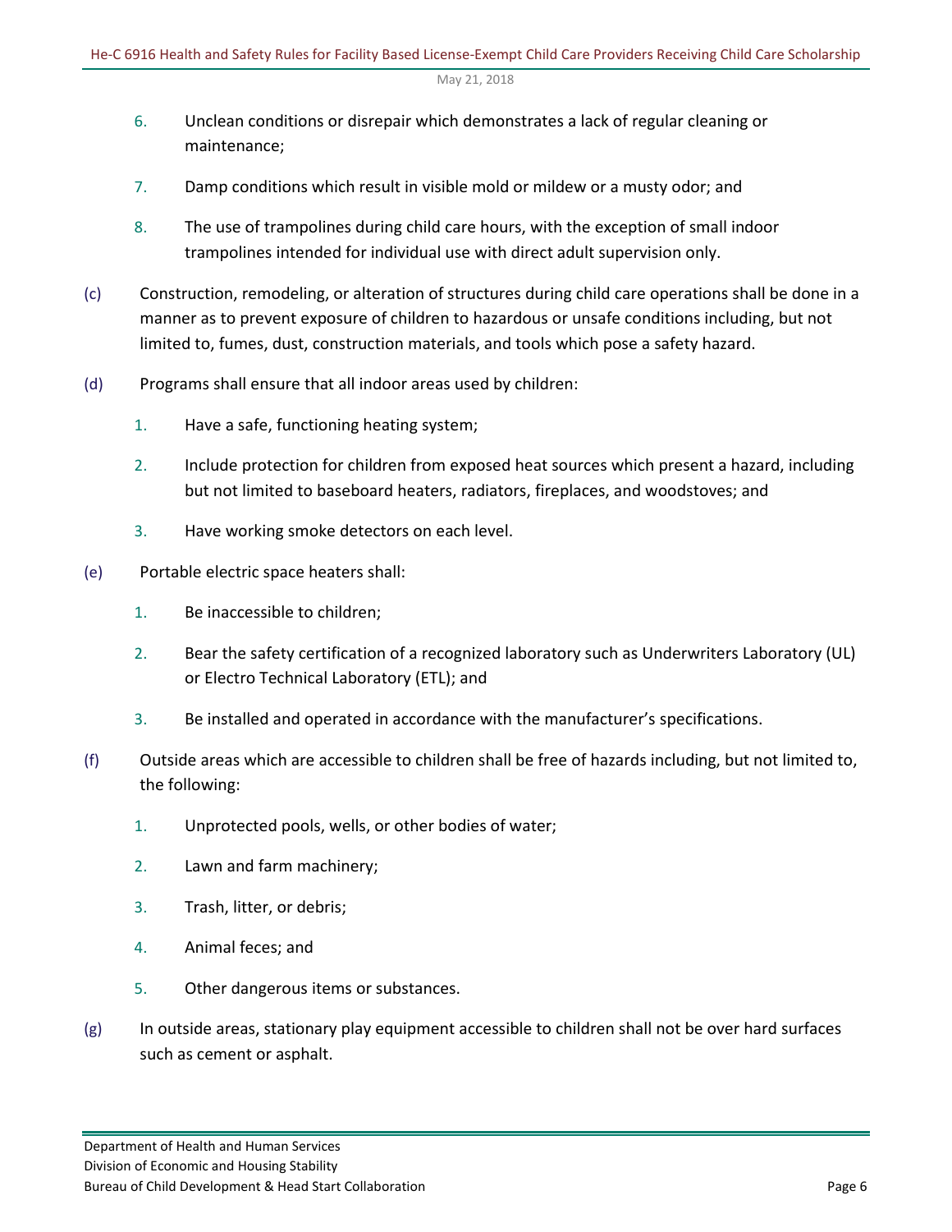6. Unclean conditions or disrepair which demonstrates a lack of regular cleaning or maintenance;

7. Damp conditions which result in visible mold or mildew or a musty odor; and

8. The use of trampolines during child care hours, with the exception of small indoor trampolines intended for individual use with direct adult supervision only.

(c) Construction, remodeling, or alteration of structures during child care operations shall be done in a manner as to prevent exposure of children to hazardous or unsafe conditions including, but not limited to, fumes, dust, construction materials, and tools which pose a safety hazard.

(d) Programs shall ensure that all indoor areas used by children:

1. Have a safe, functioning heating system;

2. Include protection for children from exposed heat sources which present a hazard, including but not limited to baseboard heaters, radiators, fireplaces, and woodstoves; and

3. Have working smoke detectors on each level.

(e) Portable electric space heaters shall:

1. Be inaccessible to children;

2. Bear the safety certification of a recognized laboratory such as Underwriters Laboratory (UL) or Electro Technical Laboratory (ETL); and

3. Be installed and operated in accordance with the manufacturer's specifications.

(f) Outside areas which are accessible to children shall be free of hazards including, but not limited to, the following:

1. Unprotected pools, wells, or other bodies of water;

2. Lawn and farm machinery;

3. Trash, litter, or debris;

4. Animal feces; and

5. Other dangerous items or substances.

(g) In outside areas, stationary play equipment accessible to children shall not be over hard surfaces such as cement or asphalt.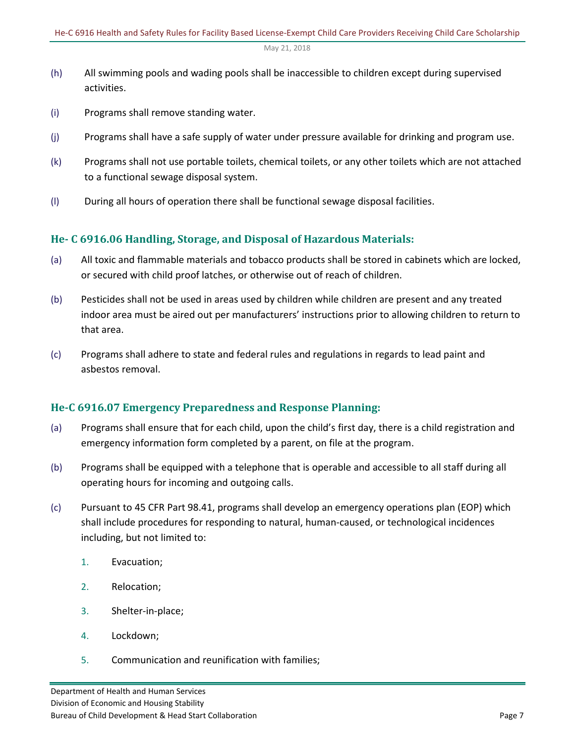(h) All swimming pools and wading pools shall be inaccessible to children except during supervised activities.

(i) Programs shall remove standing water.

(j) Programs shall have a safe supply of water under pressure available for drinking and program use.

(k) Programs shall not use portable toilets, chemical toilets, or any other toilets which are not attached to a functional sewage disposal system.

(l) During all hours of operation there shall be functional sewage disposal facilities.

### He- C 6916.06 Handling, Storage, and Disposal of Hazardous Materials:

(a) All toxic and flammable materials and tobacco products shall be stored in cabinets which are locked, or secured with child proof latches, or otherwise out of reach of children.

(b) Pesticides shall not be used in areas used by children while children are present and any treated indoor area must be aired out per manufacturers' instructions prior to allowing children to return to that area.

(c) Programs shall adhere to state and federal rules and regulations in regards to lead paint and asbestos removal.

### He-C 6916.07 Emergency Preparedness and Response Planning:

(a) Programs shall ensure that for each child, upon the child's first day, there is a child registration and emergency information form completed by a parent, on file at the program.

(b) Programs shall be equipped with a telephone that is operable and accessible to all staff during all operating hours for incoming and outgoing calls.

(c) Pursuant to 45 CFR Part 98.41, programs shall develop an emergency operations plan (EOP) which shall include procedures for responding to natural, human-caused, or technological incidences including, but not limited to:

1. Evacuation;
2. Relocation;
3. Shelter-in-place;
4. Lockdown;
5. Communication and reunification with families;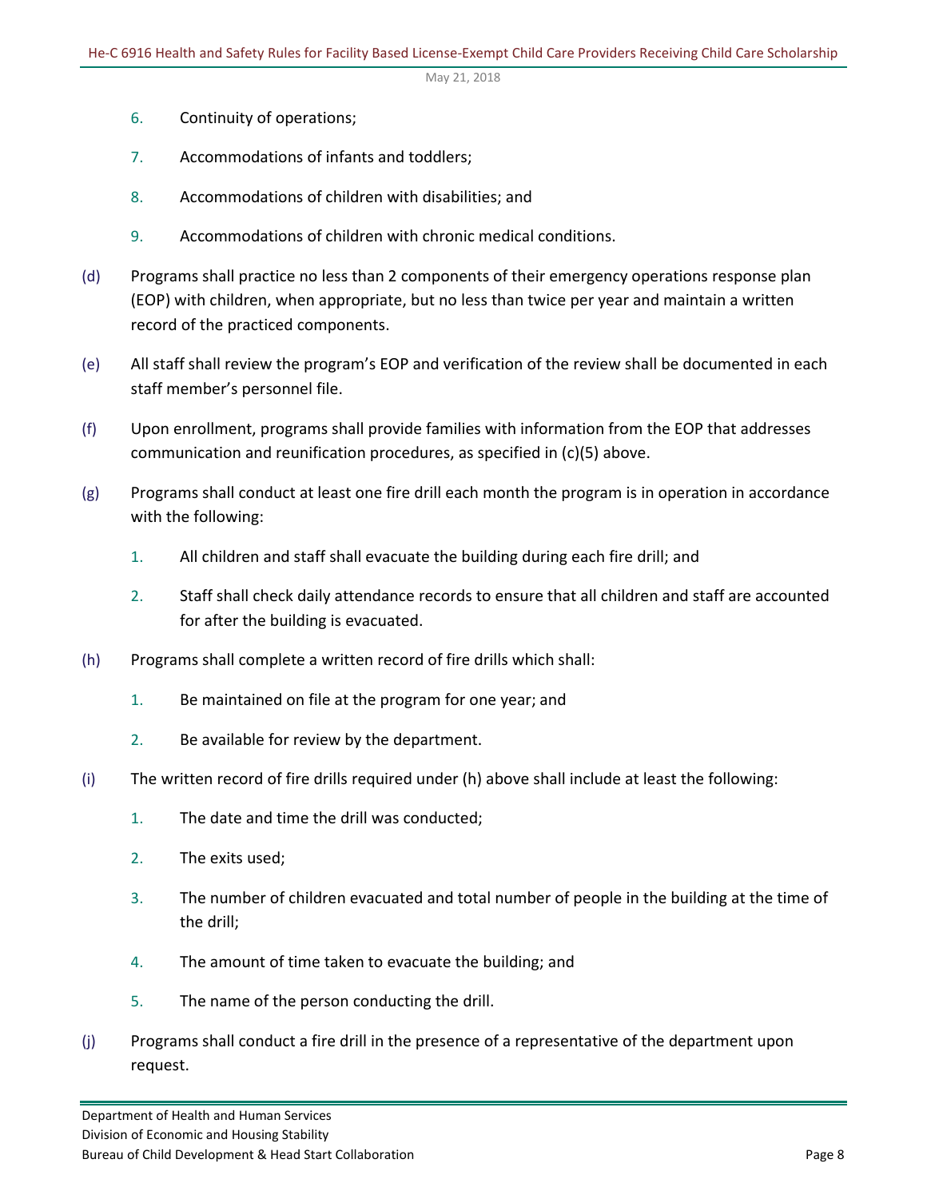6. Continuity of operations;

7. Accommodations of infants and toddlers;

8. Accommodations of children with disabilities; and

9. Accommodations of children with chronic medical conditions.

(d) Programs shall practice no less than 2 components of their emergency operations response plan (EOP) with children, when appropriate, but no less than twice per year and maintain a written record of the practiced components.

(e) All staff shall review the program's EOP and verification of the review shall be documented in each staff member's personnel file.

(f) Upon enrollment, programs shall provide families with information from the EOP that addresses communication and reunification procedures, as specified in (c)(5) above.

(g) Programs shall conduct at least one fire drill each month the program is in operation in accordance with the following:

1. All children and staff shall evacuate the building during each fire drill; and

2. Staff shall check daily attendance records to ensure that all children and staff are accounted for after the building is evacuated.

(h) Programs shall complete a written record of fire drills which shall:

1. Be maintained on file at the program for one year; and

2. Be available for review by the department.

(i) The written record of fire drills required under (h) above shall include at least the following:

1. The date and time the drill was conducted;

2. The exits used;

3. The number of children evacuated and total number of people in the building at the time of the drill;

4. The amount of time taken to evacuate the building; and

5. The name of the person conducting the drill.

(j) Programs shall conduct a fire drill in the presence of a representative of the department upon request.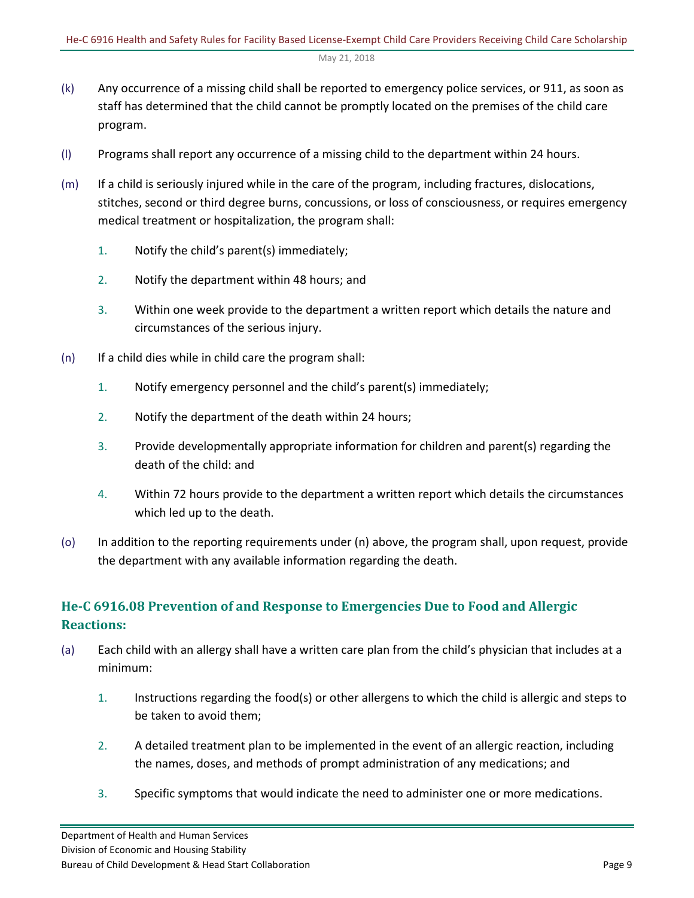(k) Any occurrence of a missing child shall be reported to emergency police services, or 911, as soon as staff has determined that the child cannot be promptly located on the premises of the child care program.

(l) Programs shall report any occurrence of a missing child to the department within 24 hours.

(m) If a child is seriously injured while in the care of the program, including fractures, dislocations, stitches, second or third degree burns, concussions, or loss of consciousness, or requires emergency medical treatment or hospitalization, the program shall:

1. Notify the child's parent(s) immediately;
2. Notify the department within 48 hours; and
3. Within one week provide to the department a written report which details the nature and circumstances of the serious injury.

(n) If a child dies while in child care the program shall:

1. Notify emergency personnel and the child's parent(s) immediately;
2. Notify the department of the death within 24 hours;
3. Provide developmentally appropriate information for children and parent(s) regarding the death of the child: and
4. Within 72 hours provide to the department a written report which details the circumstances which led up to the death.

(o) In addition to the reporting requirements under (n) above, the program shall, upon request, provide the department with any available information regarding the death.

## He-C 6916.08 Prevention of and Response to Emergencies Due to Food and Allergic Reactions:

(a) Each child with an allergy shall have a written care plan from the child's physician that includes at a minimum:

1. Instructions regarding the food(s) or other allergens to which the child is allergic and steps to be taken to avoid them;
2. A detailed treatment plan to be implemented in the event of an allergic reaction, including the names, doses, and methods of prompt administration of any medications; and
3. Specific symptoms that would indicate the need to administer one or more medications.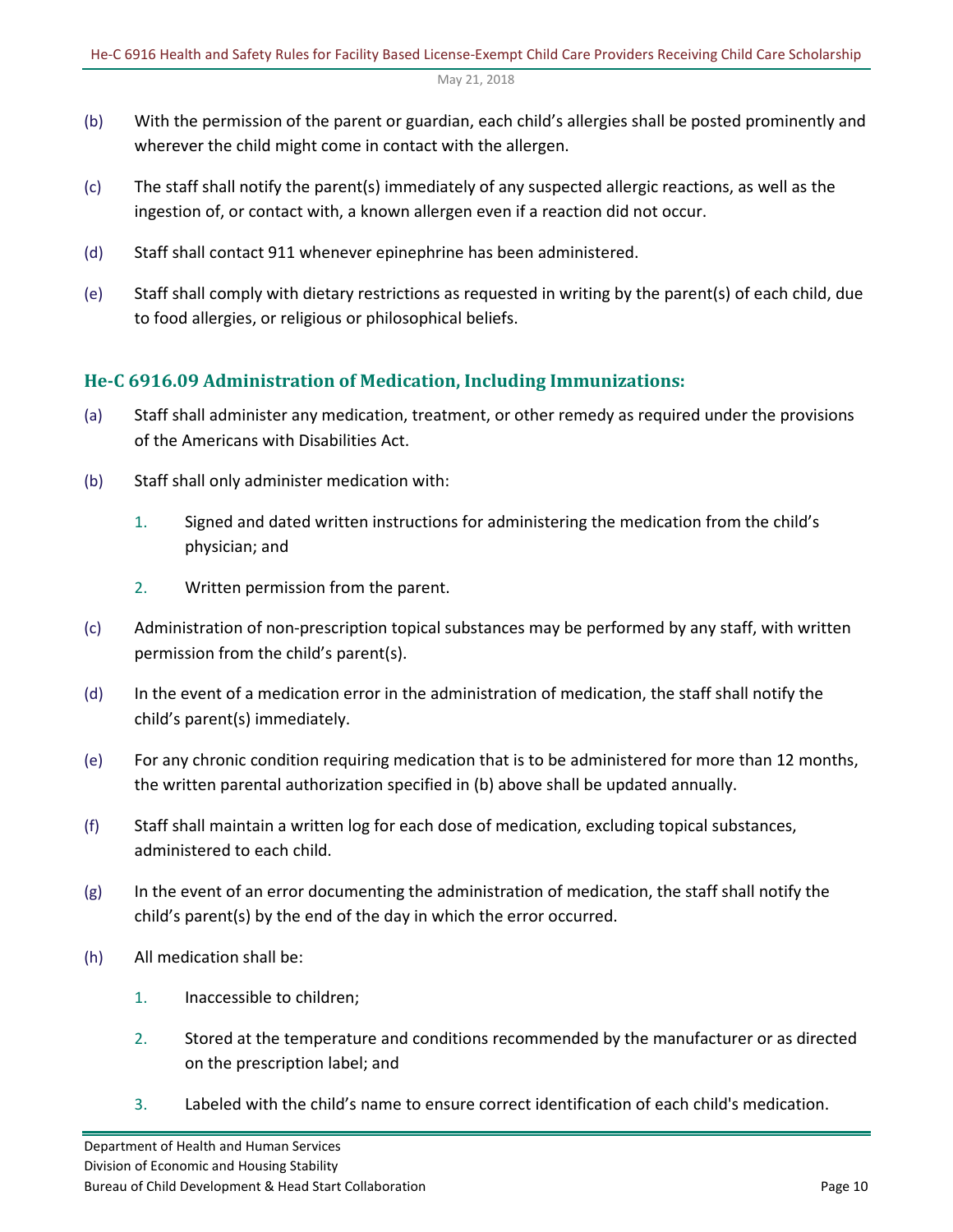(b) With the permission of the parent or guardian, each child's allergies shall be posted prominently and wherever the child might come in contact with the allergen.

(c) The staff shall notify the parent(s) immediately of any suspected allergic reactions, as well as the ingestion of, or contact with, a known allergen even if a reaction did not occur.

(d) Staff shall contact 911 whenever epinephrine has been administered.

(e) Staff shall comply with dietary restrictions as requested in writing by the parent(s) of each child, due to food allergies, or religious or philosophical beliefs.

### He-C 6916.09 Administration of Medication, Including Immunizations:

(a) Staff shall administer any medication, treatment, or other remedy as required under the provisions of the Americans with Disabilities Act.

(b) Staff shall only administer medication with:

1. Signed and dated written instructions for administering the medication from the child's physician; and
2. Written permission from the parent.

(c) Administration of non-prescription topical substances may be performed by any staff, with written permission from the child's parent(s).

(d) In the event of a medication error in the administration of medication, the staff shall notify the child's parent(s) immediately.

(e) For any chronic condition requiring medication that is to be administered for more than 12 months, the written parental authorization specified in (b) above shall be updated annually.

(f) Staff shall maintain a written log for each dose of medication, excluding topical substances, administered to each child.

(g) In the event of an error documenting the administration of medication, the staff shall notify the child's parent(s) by the end of the day in which the error occurred.

(h) All medication shall be:

1. Inaccessible to children;
2. Stored at the temperature and conditions recommended by the manufacturer or as directed on the prescription label; and
3. Labeled with the child's name to ensure correct identification of each child's medication.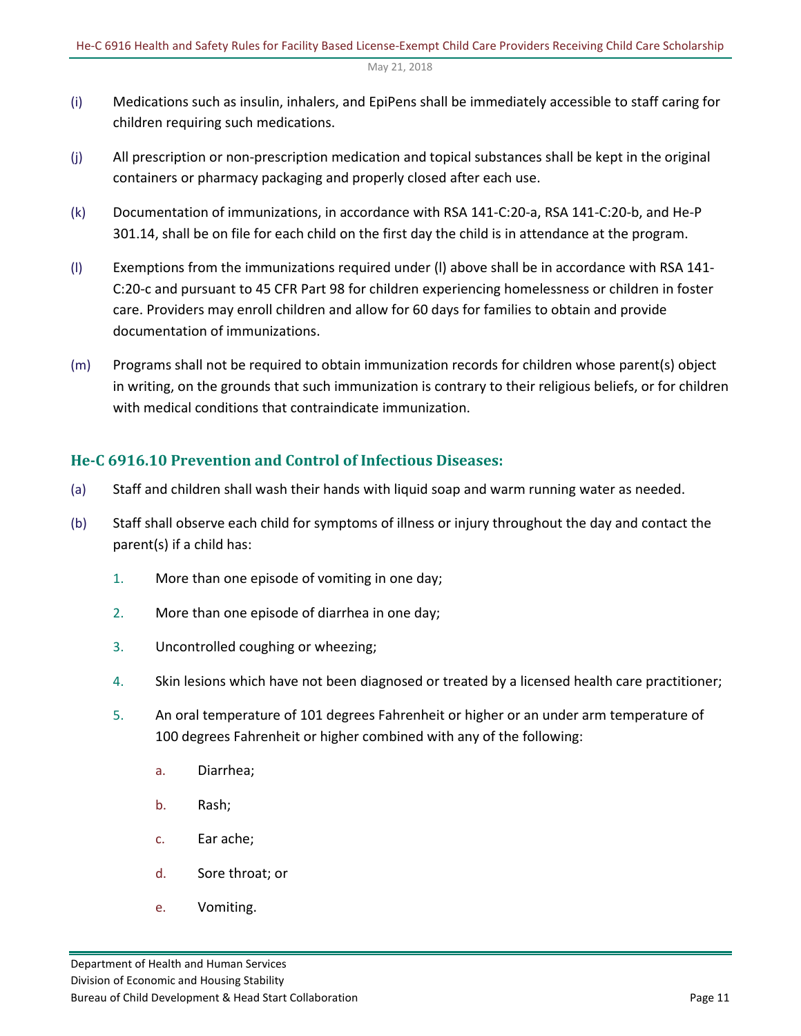(i) Medications such as insulin, inhalers, and EpiPens shall be immediately accessible to staff caring for children requiring such medications.

(j) All prescription or non-prescription medication and topical substances shall be kept in the original containers or pharmacy packaging and properly closed after each use.

(k) Documentation of immunizations, in accordance with RSA 141-C:20-a, RSA 141-C:20-b, and He-P 301.14, shall be on file for each child on the first day the child is in attendance at the program.

(l) Exemptions from the immunizations required under (l) above shall be in accordance with RSA 141-C:20-c and pursuant to 45 CFR Part 98 for children experiencing homelessness or children in foster care. Providers may enroll children and allow for 60 days for families to obtain and provide documentation of immunizations.

(m) Programs shall not be required to obtain immunization records for children whose parent(s) object in writing, on the grounds that such immunization is contrary to their religious beliefs, or for children with medical conditions that contraindicate immunization.

## He-C 6916.10 Prevention and Control of Infectious Diseases:

(a) Staff and children shall wash their hands with liquid soap and warm running water as needed.

(b) Staff shall observe each child for symptoms of illness or injury throughout the day and contact the parent(s) if a child has:

1. More than one episode of vomiting in one day;

2. More than one episode of diarrhea in one day;

3. Uncontrolled coughing or wheezing;

4. Skin lesions which have not been diagnosed or treated by a licensed health care practitioner;

5. An oral temperature of 101 degrees Fahrenheit or higher or an under arm temperature of 100 degrees Fahrenheit or higher combined with any of the following:

    a. Diarrhea;

    b. Rash;

    c. Ear ache;

    d. Sore throat; or

    e. Vomiting.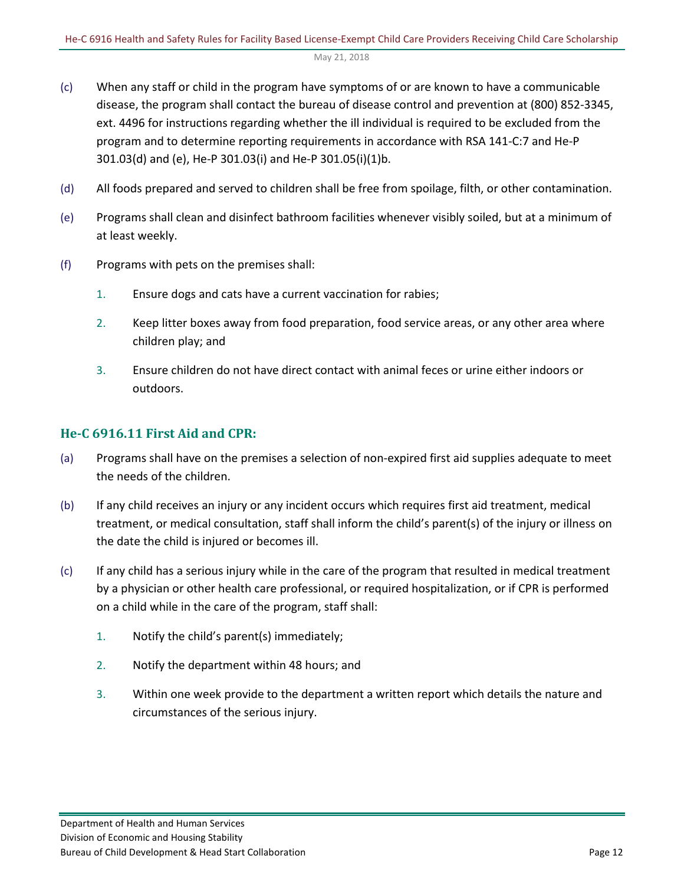(c) When any staff or child in the program have symptoms of or are known to have a communicable disease, the program shall contact the bureau of disease control and prevention at (800) 852-3345, ext. 4496 for instructions regarding whether the ill individual is required to be excluded from the program and to determine reporting requirements in accordance with RSA 141-C:7 and He-P 301.03(d) and (e), He-P 301.03(i) and He-P 301.05(i)(1)b.

(d) All foods prepared and served to children shall be free from spoilage, filth, or other contamination.

(e) Programs shall clean and disinfect bathroom facilities whenever visibly soiled, but at a minimum of at least weekly.

(f) Programs with pets on the premises shall:

1. Ensure dogs and cats have a current vaccination for rabies;
2. Keep litter boxes away from food preparation, food service areas, or any other area where children play; and
3. Ensure children do not have direct contact with animal feces or urine either indoors or outdoors.

### He-C 6916.11 First Aid and CPR:

(a) Programs shall have on the premises a selection of non-expired first aid supplies adequate to meet the needs of the children.

(b) If any child receives an injury or any incident occurs which requires first aid treatment, medical treatment, or medical consultation, staff shall inform the child's parent(s) of the injury or illness on the date the child is injured or becomes ill.

(c) If any child has a serious injury while in the care of the program that resulted in medical treatment by a physician or other health care professional, or required hospitalization, or if CPR is performed on a child while in the care of the program, staff shall:

1. Notify the child's parent(s) immediately;
2. Notify the department within 48 hours; and
3. Within one week provide to the department a written report which details the nature and circumstances of the serious injury.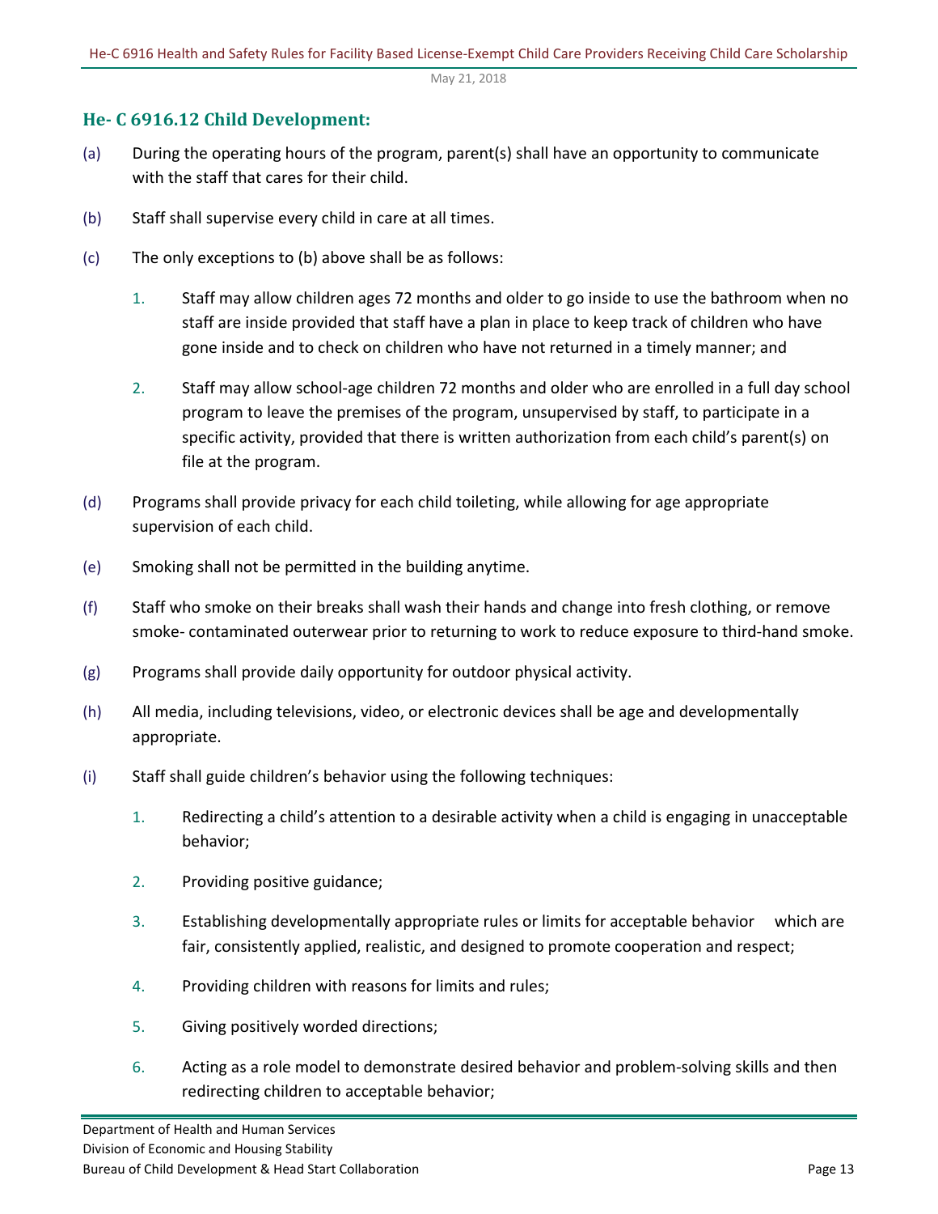### He- C 6916.12 Child Development:

(a) During the operating hours of the program, parent(s) shall have an opportunity to communicate with the staff that cares for their child.

(b) Staff shall supervise every child in care at all times.

(c) The only exceptions to (b) above shall be as follows:

1. Staff may allow children ages 72 months and older to go inside to use the bathroom when no staff are inside provided that staff have a plan in place to keep track of children who have gone inside and to check on children who have not returned in a timely manner; and

2. Staff may allow school-age children 72 months and older who are enrolled in a full day school program to leave the premises of the program, unsupervised by staff, to participate in a specific activity, provided that there is written authorization from each child's parent(s) on file at the program.

(d) Programs shall provide privacy for each child toileting, while allowing for age appropriate supervision of each child.

(e) Smoking shall not be permitted in the building anytime.

(f) Staff who smoke on their breaks shall wash their hands and change into fresh clothing, or remove smoke- contaminated outerwear prior to returning to work to reduce exposure to third-hand smoke.

(g) Programs shall provide daily opportunity for outdoor physical activity.

(h) All media, including televisions, video, or electronic devices shall be age and developmentally appropriate.

(i) Staff shall guide children's behavior using the following techniques:

1. Redirecting a child's attention to a desirable activity when a child is engaging in unacceptable behavior;

2. Providing positive guidance;

3. Establishing developmentally appropriate rules or limits for acceptable behavior which are fair, consistently applied, realistic, and designed to promote cooperation and respect;

4. Providing children with reasons for limits and rules;

5. Giving positively worded directions;

6. Acting as a role model to demonstrate desired behavior and problem-solving skills and then redirecting children to acceptable behavior;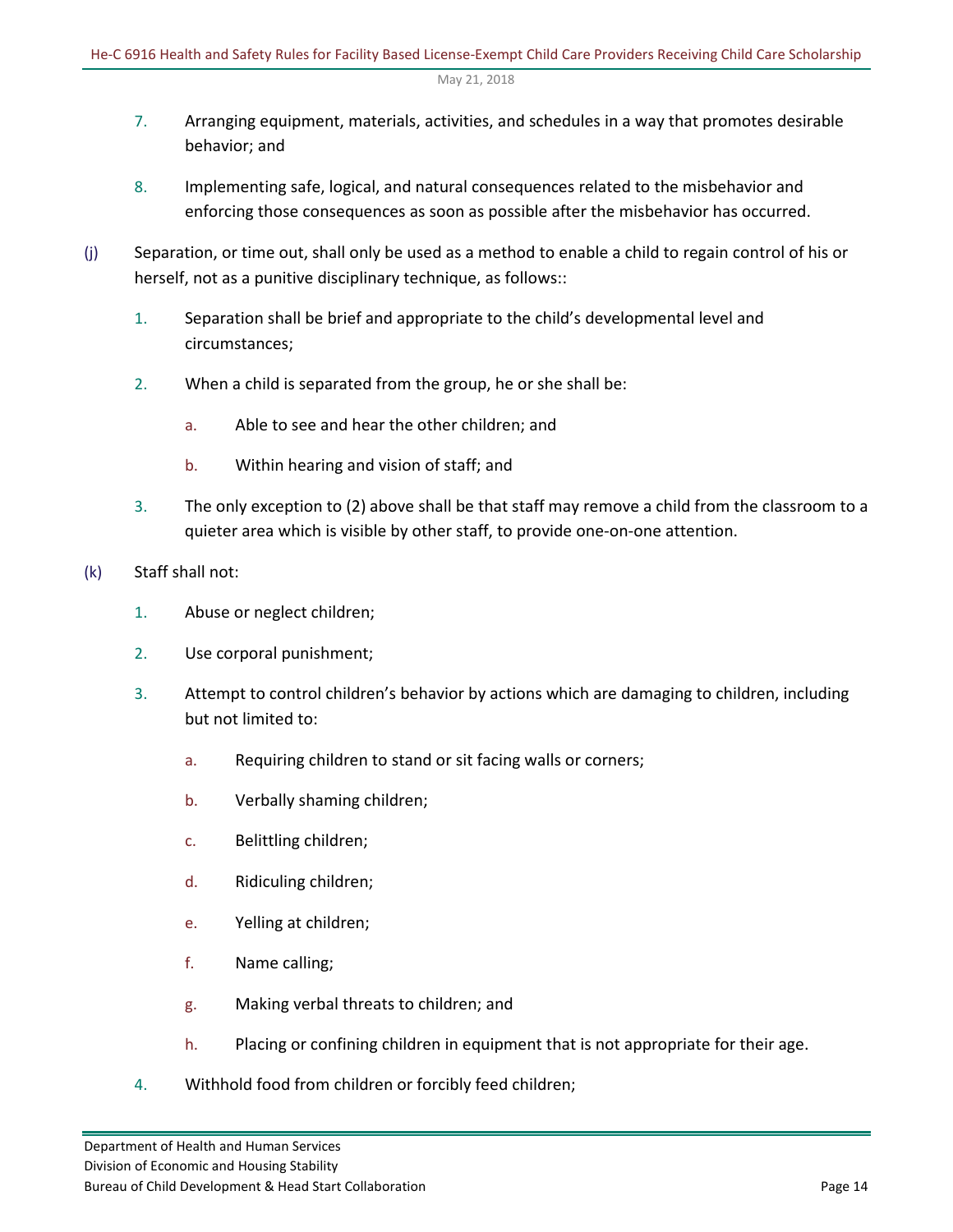7. Arranging equipment, materials, activities, and schedules in a way that promotes desirable behavior; and

8. Implementing safe, logical, and natural consequences related to the misbehavior and enforcing those consequences as soon as possible after the misbehavior has occurred.

(j) Separation, or time out, shall only be used as a method to enable a child to regain control of his or herself, not as a punitive disciplinary technique, as follows::

1. Separation shall be brief and appropriate to the child's developmental level and circumstances;

2. When a child is separated from the group, he or she shall be:

   a. Able to see and hear the other children; and

   b. Within hearing and vision of staff; and

3. The only exception to (2) above shall be that staff may remove a child from the classroom to a quieter area which is visible by other staff, to provide one-on-one attention.

(k) Staff shall not:

1. Abuse or neglect children;

2. Use corporal punishment;

3. Attempt to control children's behavior by actions which are damaging to children, including but not limited to:

   a. Requiring children to stand or sit facing walls or corners;

   b. Verbally shaming children;

   c. Belittling children;

   d. Ridiculing children;

   e. Yelling at children;

   f. Name calling;

   g. Making verbal threats to children; and

   h. Placing or confining children in equipment that is not appropriate for their age.

4. Withhold food from children or forcibly feed children;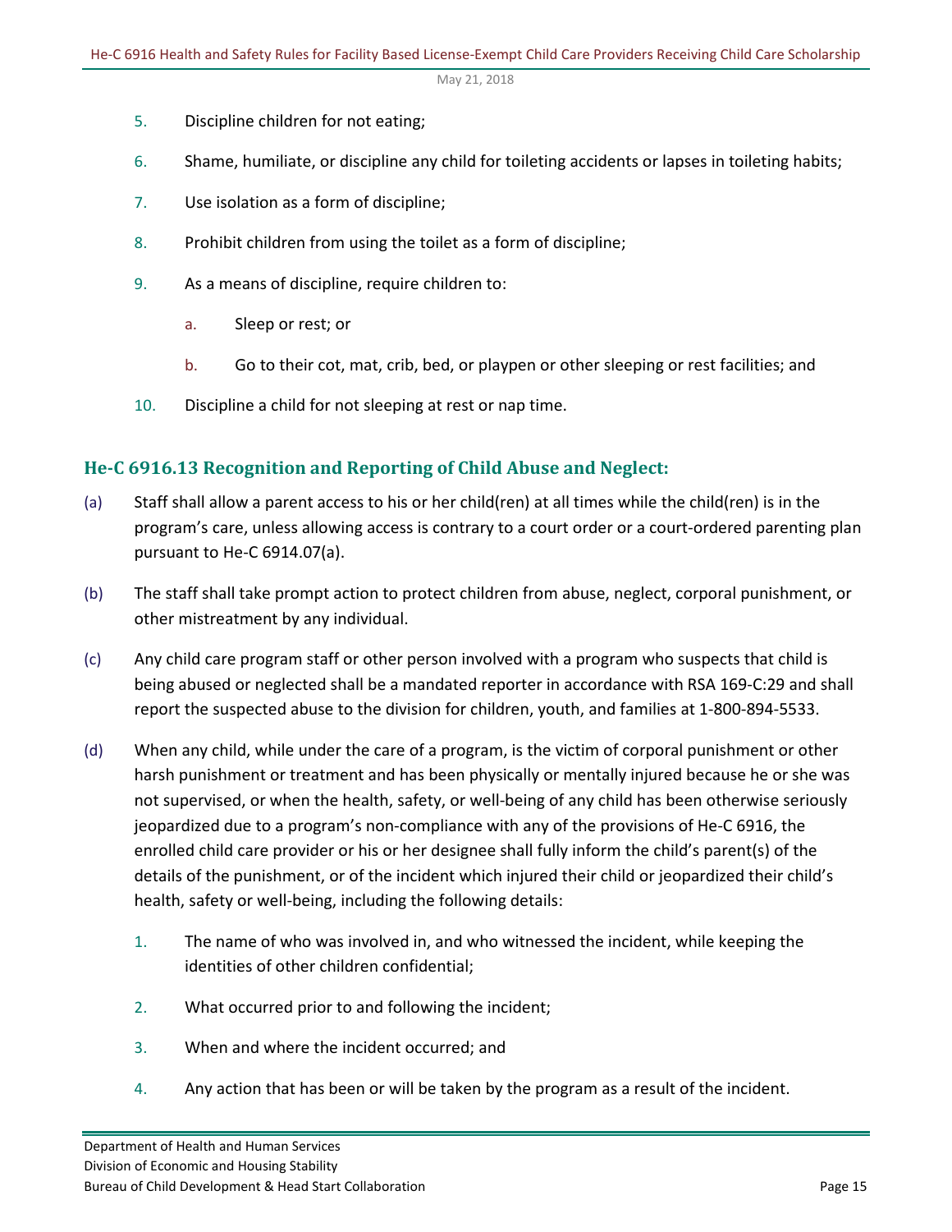5. Discipline children for not eating;

6. Shame, humiliate, or discipline any child for toileting accidents or lapses in toileting habits;

7. Use isolation as a form of discipline;

8. Prohibit children from using the toilet as a form of discipline;

9. As a means of discipline, require children to:

    a. Sleep or rest; or

    b. Go to their cot, mat, crib, bed, or playpen or other sleeping or rest facilities; and

10. Discipline a child for not sleeping at rest or nap time.

### He-C 6916.13 Recognition and Reporting of Child Abuse and Neglect:

(a) Staff shall allow a parent access to his or her child(ren) at all times while the child(ren) is in the program's care, unless allowing access is contrary to a court order or a court-ordered parenting plan pursuant to He-C 6914.07(a).

(b) The staff shall take prompt action to protect children from abuse, neglect, corporal punishment, or other mistreatment by any individual.

(c) Any child care program staff or other person involved with a program who suspects that child is being abused or neglected shall be a mandated reporter in accordance with RSA 169-C:29 and shall report the suspected abuse to the division for children, youth, and families at 1-800-894-5533.

(d) When any child, while under the care of a program, is the victim of corporal punishment or other harsh punishment or treatment and has been physically or mentally injured because he or she was not supervised, or when the health, safety, or well-being of any child has been otherwise seriously jeopardized due to a program's non-compliance with any of the provisions of He-C 6916, the enrolled child care provider or his or her designee shall fully inform the child's parent(s) of the details of the punishment, or of the incident which injured their child or jeopardized their child's health, safety or well-being, including the following details:

    1. The name of who was involved in, and who witnessed the incident, while keeping the identities of other children confidential;

    2. What occurred prior to and following the incident;

    3. When and where the incident occurred; and

    4. Any action that has been or will be taken by the program as a result of the incident.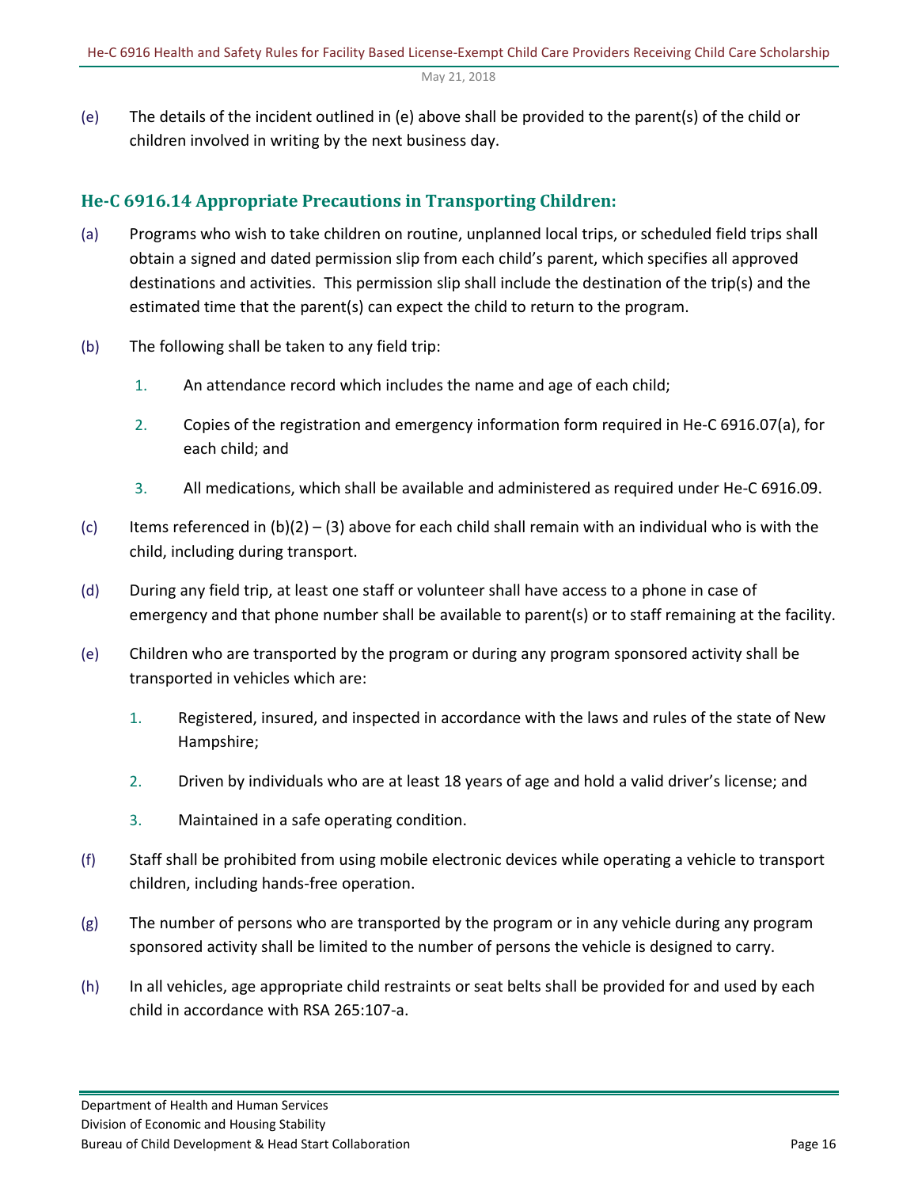(e) The details of the incident outlined in (e) above shall be provided to the parent(s) of the child or children involved in writing by the next business day.

## He-C 6916.14 Appropriate Precautions in Transporting Children:

(a) Programs who wish to take children on routine, unplanned local trips, or scheduled field trips shall obtain a signed and dated permission slip from each child's parent, which specifies all approved destinations and activities. This permission slip shall include the destination of the trip(s) and the estimated time that the parent(s) can expect the child to return to the program.

(b) The following shall be taken to any field trip:

1. An attendance record which includes the name and age of each child;
2. Copies of the registration and emergency information form required in He-C 6916.07(a), for each child; and
3. All medications, which shall be available and administered as required under He-C 6916.09.

(c) Items referenced in (b)(2) – (3) above for each child shall remain with an individual who is with the child, including during transport.

(d) During any field trip, at least one staff or volunteer shall have access to a phone in case of emergency and that phone number shall be available to parent(s) or to staff remaining at the facility.

(e) Children who are transported by the program or during any program sponsored activity shall be transported in vehicles which are:

1. Registered, insured, and inspected in accordance with the laws and rules of the state of New Hampshire;
2. Driven by individuals who are at least 18 years of age and hold a valid driver's license; and
3. Maintained in a safe operating condition.

(f) Staff shall be prohibited from using mobile electronic devices while operating a vehicle to transport children, including hands-free operation.

(g) The number of persons who are transported by the program or in any vehicle during any program sponsored activity shall be limited to the number of persons the vehicle is designed to carry.

(h) In all vehicles, age appropriate child restraints or seat belts shall be provided for and used by each child in accordance with RSA 265:107-a.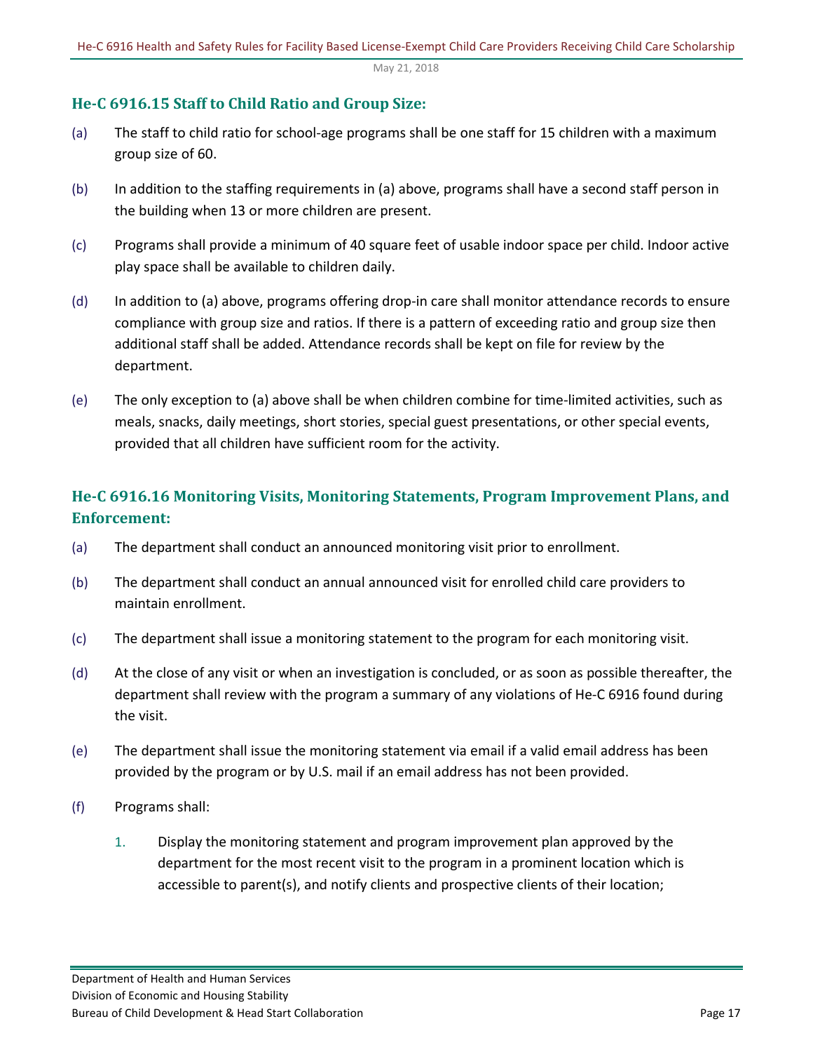### He-C 6916.15 Staff to Child Ratio and Group Size:

(a) The staff to child ratio for school-age programs shall be one staff for 15 children with a maximum group size of 60.

(b) In addition to the staffing requirements in (a) above, programs shall have a second staff person in the building when 13 or more children are present.

(c) Programs shall provide a minimum of 40 square feet of usable indoor space per child. Indoor active play space shall be available to children daily.

(d) In addition to (a) above, programs offering drop-in care shall monitor attendance records to ensure compliance with group size and ratios. If there is a pattern of exceeding ratio and group size then additional staff shall be added. Attendance records shall be kept on file for review by the department.

(e) The only exception to (a) above shall be when children combine for time-limited activities, such as meals, snacks, daily meetings, short stories, special guest presentations, or other special events, provided that all children have sufficient room for the activity.

### He-C 6916.16 Monitoring Visits, Monitoring Statements, Program Improvement Plans, and Enforcement:

(a) The department shall conduct an announced monitoring visit prior to enrollment.

(b) The department shall conduct an annual announced visit for enrolled child care providers to maintain enrollment.

(c) The department shall issue a monitoring statement to the program for each monitoring visit.

(d) At the close of any visit or when an investigation is concluded, or as soon as possible thereafter, the department shall review with the program a summary of any violations of He-C 6916 found during the visit.

(e) The department shall issue the monitoring statement via email if a valid email address has been provided by the program or by U.S. mail if an email address has not been provided.

(f) Programs shall:

1. Display the monitoring statement and program improvement plan approved by the department for the most recent visit to the program in a prominent location which is accessible to parent(s), and notify clients and prospective clients of their location;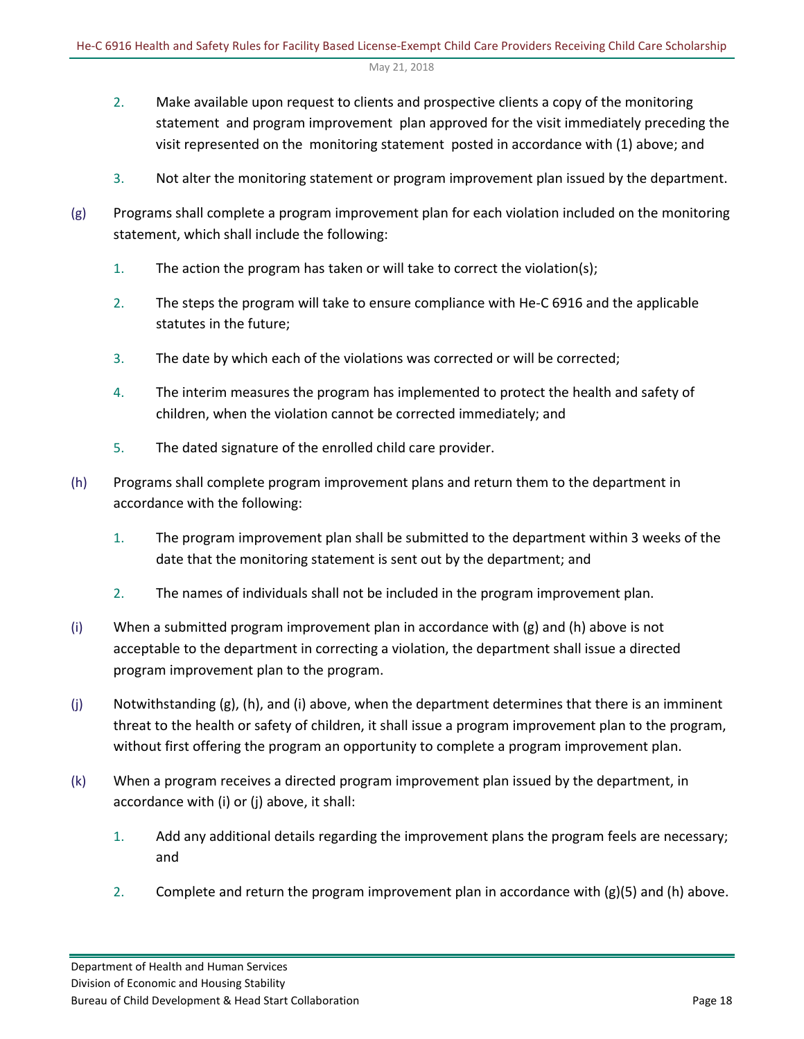2. Make available upon request to clients and prospective clients a copy of the monitoring statement and program improvement plan approved for the visit immediately preceding the visit represented on the monitoring statement posted in accordance with (1) above; and

3. Not alter the monitoring statement or program improvement plan issued by the department.

(g) Programs shall complete a program improvement plan for each violation included on the monitoring statement, which shall include the following:

1. The action the program has taken or will take to correct the violation(s);

2. The steps the program will take to ensure compliance with He-C 6916 and the applicable statutes in the future;

3. The date by which each of the violations was corrected or will be corrected;

4. The interim measures the program has implemented to protect the health and safety of children, when the violation cannot be corrected immediately; and

5. The dated signature of the enrolled child care provider.

(h) Programs shall complete program improvement plans and return them to the department in accordance with the following:

1. The program improvement plan shall be submitted to the department within 3 weeks of the date that the monitoring statement is sent out by the department; and

2. The names of individuals shall not be included in the program improvement plan.

(i) When a submitted program improvement plan in accordance with (g) and (h) above is not acceptable to the department in correcting a violation, the department shall issue a directed program improvement plan to the program.

(j) Notwithstanding (g), (h), and (i) above, when the department determines that there is an imminent threat to the health or safety of children, it shall issue a program improvement plan to the program, without first offering the program an opportunity to complete a program improvement plan.

(k) When a program receives a directed program improvement plan issued by the department, in accordance with (i) or (j) above, it shall:

1. Add any additional details regarding the improvement plans the program feels are necessary; and

2. Complete and return the program improvement plan in accordance with (g)(5) and (h) above.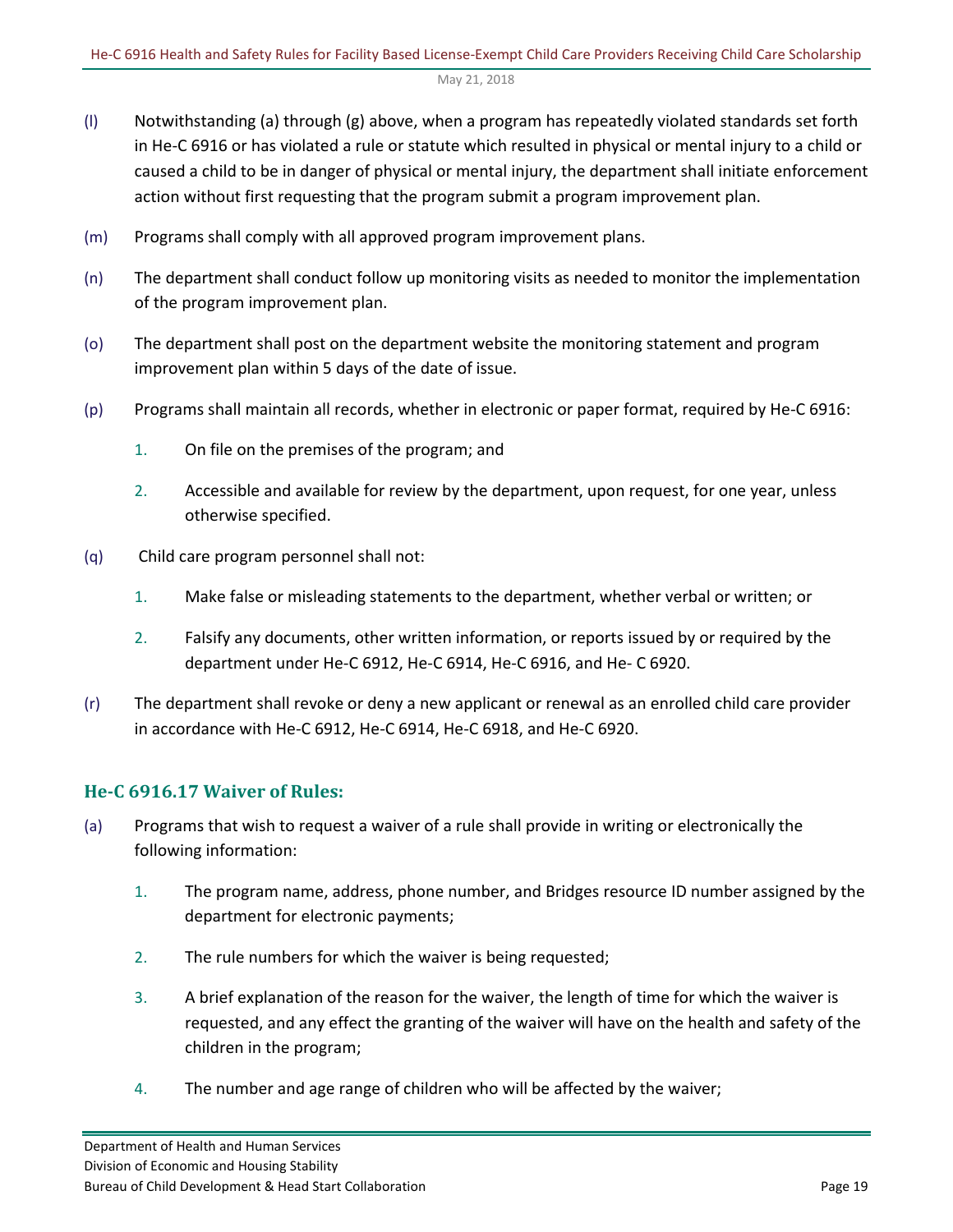(l) Notwithstanding (a) through (g) above, when a program has repeatedly violated standards set forth in He-C 6916 or has violated a rule or statute which resulted in physical or mental injury to a child or caused a child to be in danger of physical or mental injury, the department shall initiate enforcement action without first requesting that the program submit a program improvement plan.

(m) Programs shall comply with all approved program improvement plans.

(n) The department shall conduct follow up monitoring visits as needed to monitor the implementation of the program improvement plan.

(o) The department shall post on the department website the monitoring statement and program improvement plan within 5 days of the date of issue.

(p) Programs shall maintain all records, whether in electronic or paper format, required by He-C 6916:

1. On file on the premises of the program; and
2. Accessible and available for review by the department, upon request, for one year, unless otherwise specified.

(q) Child care program personnel shall not:

1. Make false or misleading statements to the department, whether verbal or written; or
2. Falsify any documents, other written information, or reports issued by or required by the department under He-C 6912, He-C 6914, He-C 6916, and He- C 6920.

(r) The department shall revoke or deny a new applicant or renewal as an enrolled child care provider in accordance with He-C 6912, He-C 6914, He-C 6918, and He-C 6920.

### He-C 6916.17 Waiver of Rules:

(a) Programs that wish to request a waiver of a rule shall provide in writing or electronically the following information:

1. The program name, address, phone number, and Bridges resource ID number assigned by the department for electronic payments;
2. The rule numbers for which the waiver is being requested;
3. A brief explanation of the reason for the waiver, the length of time for which the waiver is requested, and any effect the granting of the waiver will have on the health and safety of the children in the program;
4. The number and age range of children who will be affected by the waiver;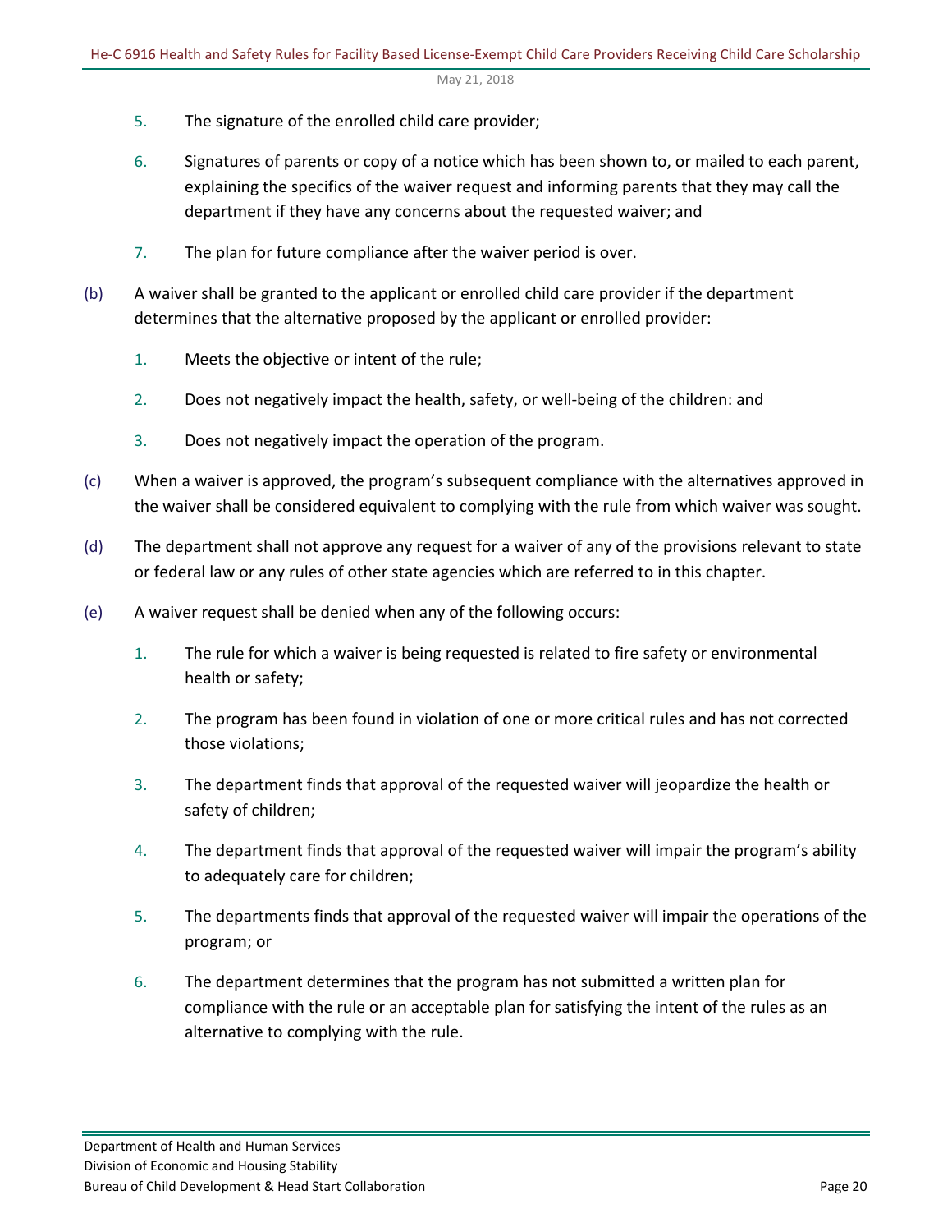5. The signature of the enrolled child care provider;

6. Signatures of parents or copy of a notice which has been shown to, or mailed to each parent, explaining the specifics of the waiver request and informing parents that they may call the department if they have any concerns about the requested waiver; and

7. The plan for future compliance after the waiver period is over.

(b) A waiver shall be granted to the applicant or enrolled child care provider if the department determines that the alternative proposed by the applicant or enrolled provider:

1. Meets the objective or intent of the rule;

2. Does not negatively impact the health, safety, or well-being of the children: and

3. Does not negatively impact the operation of the program.

(c) When a waiver is approved, the program's subsequent compliance with the alternatives approved in the waiver shall be considered equivalent to complying with the rule from which waiver was sought.

(d) The department shall not approve any request for a waiver of any of the provisions relevant to state or federal law or any rules of other state agencies which are referred to in this chapter.

(e) A waiver request shall be denied when any of the following occurs:

1. The rule for which a waiver is being requested is related to fire safety or environmental health or safety;

2. The program has been found in violation of one or more critical rules and has not corrected those violations;

3. The department finds that approval of the requested waiver will jeopardize the health or safety of children;

4. The department finds that approval of the requested waiver will impair the program's ability to adequately care for children;

5. The departments finds that approval of the requested waiver will impair the operations of the program; or

6. The department determines that the program has not submitted a written plan for compliance with the rule or an acceptable plan for satisfying the intent of the rules as an alternative to complying with the rule.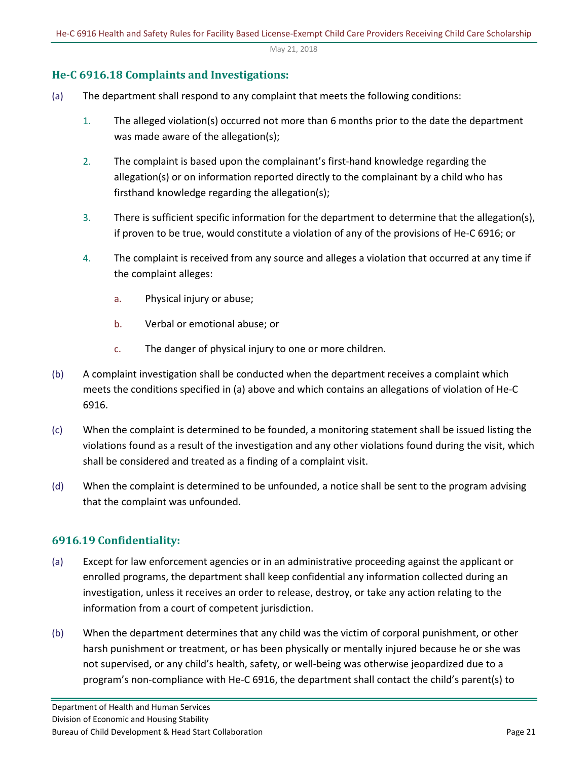## He-C 6916.18 Complaints and Investigations:

(a) The department shall respond to any complaint that meets the following conditions:

1. The alleged violation(s) occurred not more than 6 months prior to the date the department was made aware of the allegation(s);

2. The complaint is based upon the complainant's first-hand knowledge regarding the allegation(s) or on information reported directly to the complainant by a child who has firsthand knowledge regarding the allegation(s);

3. There is sufficient specific information for the department to determine that the allegation(s), if proven to be true, would constitute a violation of any of the provisions of He-C 6916; or

4. The complaint is received from any source and alleges a violation that occurred at any time if the complaint alleges:

   a. Physical injury or abuse;

   b. Verbal or emotional abuse; or

   c. The danger of physical injury to one or more children.

(b) A complaint investigation shall be conducted when the department receives a complaint which meets the conditions specified in (a) above and which contains an allegations of violation of He-C 6916.

(c) When the complaint is determined to be founded, a monitoring statement shall be issued listing the violations found as a result of the investigation and any other violations found during the visit, which shall be considered and treated as a finding of a complaint visit.

(d) When the complaint is determined to be unfounded, a notice shall be sent to the program advising that the complaint was unfounded.

## 6916.19 Confidentiality:

(a) Except for law enforcement agencies or in an administrative proceeding against the applicant or enrolled programs, the department shall keep confidential any information collected during an investigation, unless it receives an order to release, destroy, or take any action relating to the information from a court of competent jurisdiction.

(b) When the department determines that any child was the victim of corporal punishment, or other harsh punishment or treatment, or has been physically or mentally injured because he or she was not supervised, or any child's health, safety, or well-being was otherwise jeopardized due to a program's non-compliance with He-C 6916, the department shall contact the child's parent(s) to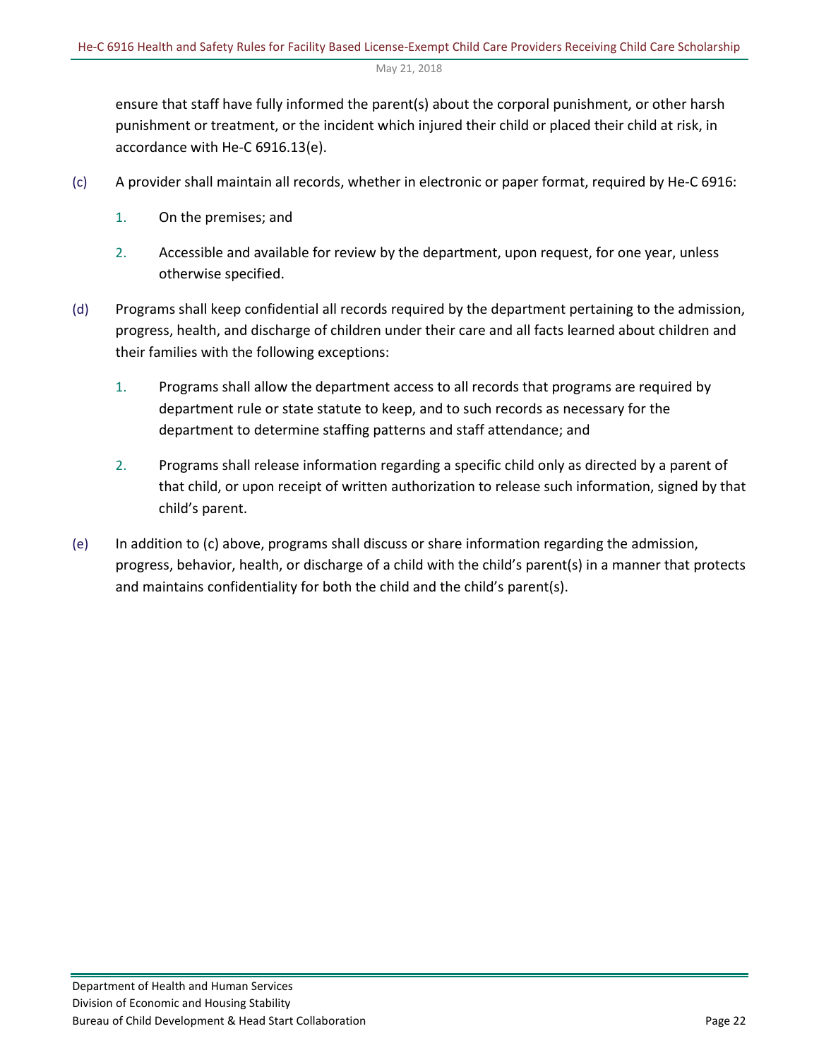ensure that staff have fully informed the parent(s) about the corporal punishment, or other harsh punishment or treatment, or the incident which injured their child or placed their child at risk, in accordance with He-C 6916.13(e).

(c) A provider shall maintain all records, whether in electronic or paper format, required by He-C 6916:

1. On the premises; and

2. Accessible and available for review by the department, upon request, for one year, unless otherwise specified.

(d) Programs shall keep confidential all records required by the department pertaining to the admission, progress, health, and discharge of children under their care and all facts learned about children and their families with the following exceptions:

1. Programs shall allow the department access to all records that programs are required by department rule or state statute to keep, and to such records as necessary for the department to determine staffing patterns and staff attendance; and

2. Programs shall release information regarding a specific child only as directed by a parent of that child, or upon receipt of written authorization to release such information, signed by that child's parent.

(e) In addition to (c) above, programs shall discuss or share information regarding the admission, progress, behavior, health, or discharge of a child with the child's parent(s) in a manner that protects and maintains confidentiality for both the child and the child's parent(s).